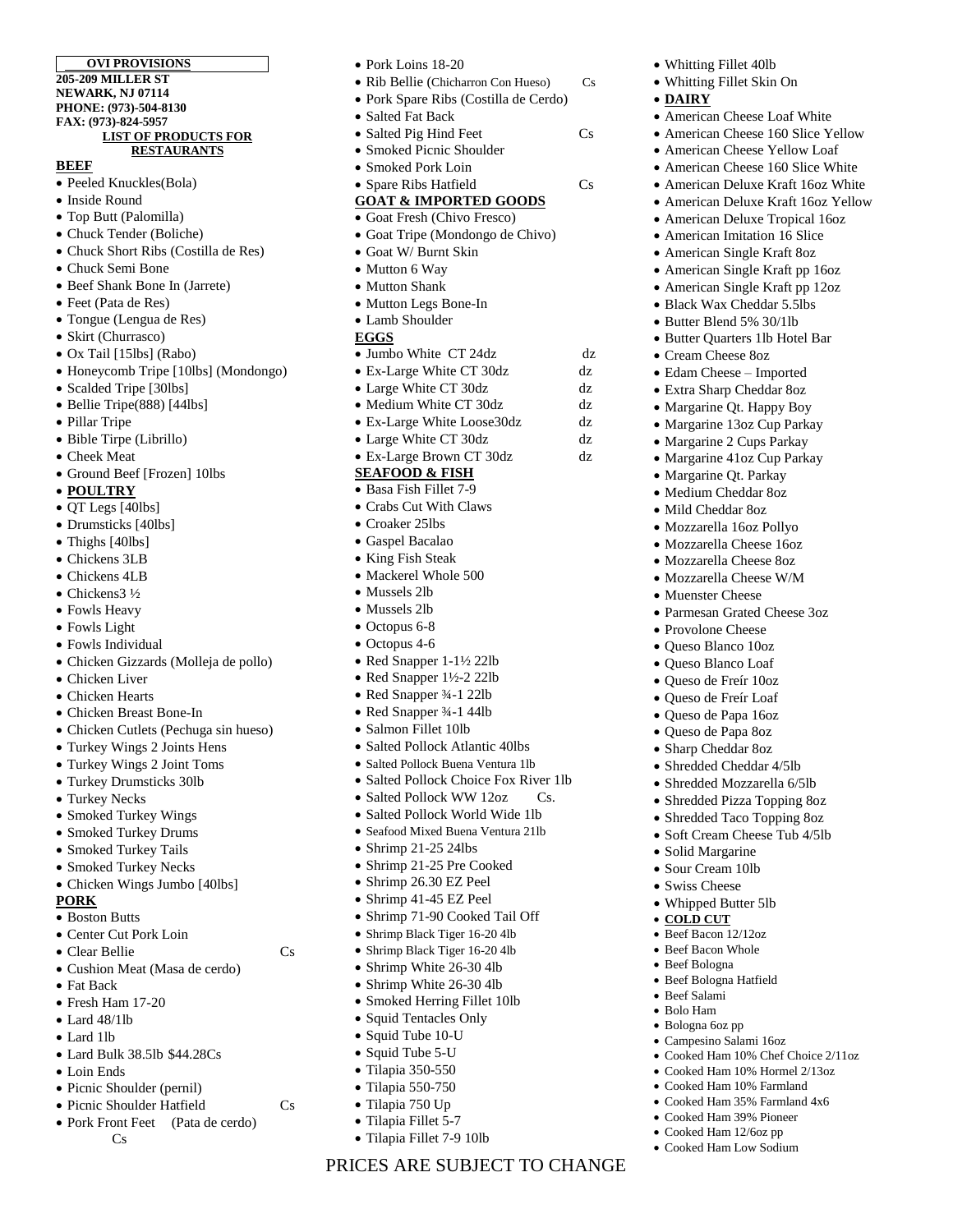**OVI PROVISIONS**

**205-209 MILLER ST**
**NEWARK, NJ 07114**
**PHONE: (973)-504-8130**
**FAX: (973)-824-5957**

**LIST OF PRODUCTS FOR RESTAURANTS**

## BEEF

- Peeled Knuckles(Bola)
- Inside Round
- Top Butt (Palomilla)
- Chuck Tender (Boliche)
- Chuck Short Ribs (Costilla de Res)
- Chuck Semi Bone
- Beef Shank Bone In (Jarrete)
- Feet (Pata de Res)
- Tongue (Lengua de Res)
- Skirt (Churrasco)
- Ox Tail [15lbs] (Rabo)
- Honeycomb Tripe [10lbs] (Mondongo)
- Scalded Tripe [30lbs]
- Bellie Tripe(888) [44lbs]
- Pillar Tripe
- Bible Tirpe (Librillo)
- Cheek Meat
- Ground Beef [Frozen] 10lbs

## POULTRY

- QT Legs [40lbs]
- Drumsticks [40lbs]
- Thighs [40lbs]
- Chickens 3LB
- Chickens 4LB
- Chickens3 ½
- Fowls Heavy
- Fowls Light
- Fowls Individual
- Chicken Gizzards (Molleja de pollo)
- Chicken Liver
- Chicken Hearts
- Chicken Breast Bone-In
- Chicken Cutlets (Pechuga sin hueso)
- Turkey Wings 2 Joints Hens
- Turkey Wings 2 Joint Toms
- Turkey Drumsticks 30lb
- Turkey Necks
- Smoked Turkey Wings
- Smoked Turkey Drums
- Smoked Turkey Tails
- Smoked Turkey Necks
- Chicken Wings Jumbo [40lbs]

## PORK

- Boston Butts
- Center Cut Pork Loin
- Clear Bellie Cs
- Cushion Meat (Masa de cerdo)
- Fat Back
- Fresh Ham 17-20
- Lard 48/1lb
- Lard 1lb
- Lard Bulk 38.5lb $44.28Cs
- Loin Ends
- Picnic Shoulder (pernil)
- Picnic Shoulder Hatfield Cs
- Pork Front Feet (Pata de cerdo) Cs
- Pork Loins 18-20
- Rib Bellie (Chicharron Con Hueso) Cs
- Pork Spare Ribs (Costilla de Cerdo)
- Salted Fat Back
- Salted Pig Hind Feet Cs
- Smoked Picnic Shoulder
- Smoked Pork Loin
- Spare Ribs Hatfield Cs

## GOAT & IMPORTED GOODS

- Goat Fresh (Chivo Fresco)
- Goat Tripe (Mondongo de Chivo)
- Goat W/ Burnt Skin
- Mutton 6 Way
- Mutton Shank
- Mutton Legs Bone-In
- Lamb Shoulder

## EGGS

- Jumbo White CT 24dz dz
- Ex-Large White CT 30dz dz
- Large White CT 30dz dz
- Medium White CT 30dz dz
- Ex-Large White Loose30dz dz
- Large White CT 30dz dz
- Ex-Large Brown CT 30dz dz

## SEAFOOD & FISH

- Basa Fish Fillet 7-9
- Crabs Cut With Claws
- Croaker 25lbs
- Gaspel Bacalao
- King Fish Steak
- Mackerel Whole 500
- Mussels 2lb
- Mussels 2lb
- Octopus 6-8
- Octopus 4-6
- Red Snapper 1-1½ 22lb
- Red Snapper 1½-2 22lb
- Red Snapper ¾-1 22lb
- Red Snapper ¾-1 44lb
- Salmon Fillet 10lb
- Salted Pollock Atlantic 40lbs
- Salted Pollock Buena Ventura 1lb
- Salted Pollock Choice Fox River 1lb
- Salted Pollock WW 12oz Cs.
- Salted Pollock World Wide 1lb
- Seafood Mixed Buena Ventura 21lb
- Shrimp 21-25 24lbs
- Shrimp 21-25 Pre Cooked
- Shrimp 26.30 EZ Peel
- Shrimp 41-45 EZ Peel
- Shrimp 71-90 Cooked Tail Off
- Shrimp Black Tiger 16-20 4lb
- Shrimp Black Tiger 16-20 4lb
- Shrimp White 26-30 4lb
- Shrimp White 26-30 4lb
- Smoked Herring Fillet 10lb
- Squid Tentacles Only
- Squid Tube 10-U
- Squid Tube 5-U
- Tilapia 350-550
- Tilapia 550-750
- Tilapia 750 Up
- Tilapia Fillet 5-7
- Tilapia Fillet 7-9 10lb
- Whitting Fillet 40lb
- Whitting Fillet Skin On

## DAIRY

- American Cheese Loaf White
- American Cheese 160 Slice Yellow
- American Cheese Yellow Loaf
- American Cheese 160 Slice White
- American Deluxe Kraft 16oz White
- American Deluxe Kraft 16oz Yellow
- American Deluxe Tropical 16oz
- American Imitation 16 Slice
- American Single Kraft 8oz
- American Single Kraft pp 16oz
- American Single Kraft pp 12oz
- Black Wax Cheddar 5.5lbs
- Butter Blend 5% 30/1lb
- Butter Quarters 1lb Hotel Bar
- Cream Cheese 8oz
- Edam Cheese – Imported
- Extra Sharp Cheddar 8oz
- Margarine Qt. Happy Boy
- Margarine 13oz Cup Parkay
- Margarine 2 Cups Parkay
- Margarine 41oz Cup Parkay
- Margarine Qt. Parkay
- Medium Cheddar 8oz
- Mild Cheddar 8oz
- Mozzarella 16oz Pollyo
- Mozzarella Cheese 16oz
- Mozzarella Cheese 8oz
- Mozzarella Cheese W/M
- Muenster Cheese
- Parmesan Grated Cheese 3oz
- Provolone Cheese
- Queso Blanco 10oz
- Queso Blanco Loaf
- Queso de Freír 10oz
- Queso de Freír Loaf
- Queso de Papa 16oz
- Queso de Papa 8oz
- Sharp Cheddar 8oz
- Shredded Cheddar 4/5lb
- Shredded Mozzarella 6/5lb
- Shredded Pizza Topping 8oz
- Shredded Taco Topping 8oz
- Soft Cream Cheese Tub 4/5lb
- Solid Margarine
- Sour Cream 10lb
- Swiss Cheese
- Whipped Butter 5lb

## COLD CUT

- Beef Bacon 12/12oz
- Beef Bacon Whole
- Beef Bologna
- Beef Bologna Hatfield
- Beef Salami
- Bolo Ham
- Bologna 6oz pp
- Campesino Salami 16oz
- Cooked Ham 10% Chef Choice 2/11oz
- Cooked Ham 10% Hormel 2/13oz
- Cooked Ham 10% Farmland
- Cooked Ham 35% Farmland 4x6
- Cooked Ham 39% Pioneer
- Cooked Ham 12/6oz pp
- Cooked Ham Low Sodium

PRICES ARE SUBJECT TO CHANGE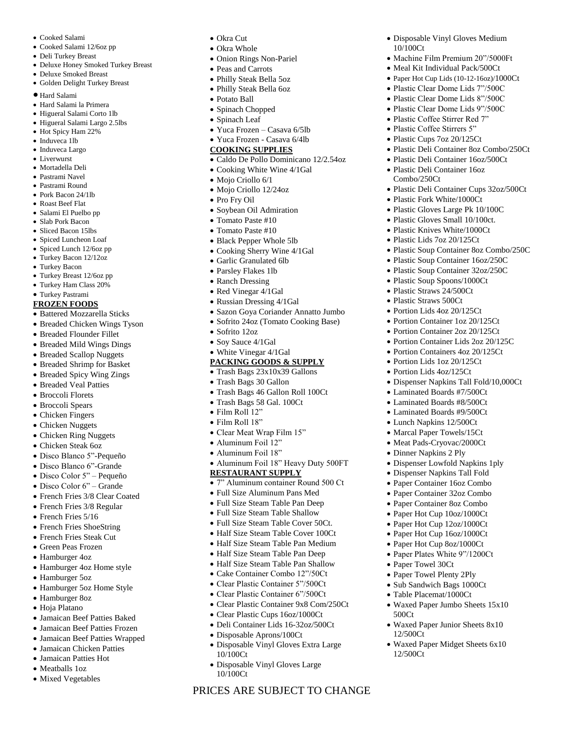- Cooked Salami
- Cooked Salami 12/6oz pp
- Deli Turkey Breast
- Deluxe Honey Smoked Turkey Breast
- Deluxe Smoked Breast
- Golden Delight Turkey Breast
- Hard Salami
- Hard Salami la Primera
- Higueral Salami Corto 1lb
- Higueral Salami Largo 2.5lbs
- Hot Spicy Ham 22%
- Induveca 1lb
- Induveca Largo
- Liverwurst
- Mortadella Deli
- Pastrami Navel
- Pastrami Round
- Pork Bacon 24/1lb
- Roast Beef Flat
- Salami El Puelbo pp
- Slab Pork Bacon
- Sliced Bacon 15lbs
- Spiced Luncheon Loaf
- Spiced Lunch 12/6oz pp
- Turkey Bacon 12/12oz
- Turkey Bacon
- Turkey Breast 12/6oz pp
- Turkey Ham Class 20%
- Turkey Pastrami

**FROZEN FOODS**

- Battered Mozzarella Sticks
- Breaded Chicken Wings Tyson
- Breaded Flounder Fillet
- Breaded Mild Wings Dings
- Breaded Scallop Nuggets
- Breaded Shrimp for Basket
- Breaded Spicy Wing Zings
- Breaded Veal Patties
- Broccoli Florets
- Broccoli Spears
- Chicken Fingers
- Chicken Nuggets
- Chicken Ring Nuggets
- Chicken Steak 6oz
- Disco Blanco 5"-Pequeño
- Disco Blanco 6"-Grande
- Disco Color 5" – Pequeño
- Disco Color 6" – Grande
- French Fries 3/8 Clear Coated
- French Fries 3/8 Regular
- French Fries 5/16
- French Fries ShoeString
- French Fries Steak Cut
- Green Peas Frozen
- Hamburger 4oz
- Hamburger 4oz Home style
- Hamburger 5oz
- Hamburger 5oz Home Style
- Hamburger 8oz
- Hoja Platano
- Jamaican Beef Patties Baked
- Jamaican Beef Patties Frozen
- Jamaican Beef Patties Wrapped
- Jamaican Chicken Patties
- Jamaican Patties Hot
- Meatballs 1oz
- Mixed Vegetables
- Okra Cut
- Okra Whole
- Onion Rings Non-Pariel
- Peas and Carrots
- Philly Steak Bella 5oz
- Philly Steak Bella 6oz
- Potato Ball
- Spinach Chopped
- Spinach Leaf
- Yuca Frozen – Casava 6/5lb
- Yuca Frozen - Casava 6/4lb

**COOKING SUPPLIES**

- Caldo De Pollo Dominicano 12/2.54oz
- Cooking White Wine 4/1Gal
- Mojo Criollo 6/1
- Mojo Criollo 12/24oz
- Pro Fry Oil
- Soybean Oil Admiration
- Tomato Paste #10
- Tomato Paste #10
- Black Pepper Whole 5lb
- Cooking Sherry Wine 4/1Gal
- Garlic Granulated 6lb
- Parsley Flakes 1lb
- Ranch Dressing
- Red Vinegar 4/1Gal
- Russian Dressing 4/1Gal
- Sazon Goya Coriander Annatto Jumbo
- Sofrito 24oz (Tomato Cooking Base)
- Sofrito 12oz
- Soy Sauce 4/1Gal
- White Vinegar 4/1Gal

**PACKING GOODS & SUPPLY**

- Trash Bags 23x10x39 Gallons
- Trash Bags 30 Gallon
- Trash Bags 46 Gallon Roll 100Ct
- Trash Bags 58 Gal. 100Ct
- Film Roll 12"
- Film Roll 18"
- Clear Meat Wrap Film 15"
- Aluminum Foil 12"
- Aluminum Foil 18"
- Aluminum Foil 18" Heavy Duty 500FT

**RESTAURANT SUPPLY**

- 7" Aluminum container Round 500 Ct
- Full Size Aluminum Pans Med
- Full Size Steam Table Pan Deep
- Full Size Steam Table Shallow
- Full Size Steam Table Cover 50Ct.
- Half Size Steam Table Cover 100Ct
- Half Size Steam Table Pan Medium
- Half Size Steam Table Pan Deep
- Half Size Steam Table Pan Shallow
- Cake Container Combo 12"/50Ct
- Clear Plastic Container 5"/500Ct
- Clear Plastic Container 6"/500Ct
- Clear Plastic Container 9x8 Com/250Ct
- Clear Plastic Cups 16oz/1000Ct
- Deli Container Lids 16-32oz/500Ct
- Disposable Aprons/100Ct
- Disposable Vinyl Gloves Extra Large 10/100Ct
- Disposable Vinyl Gloves Large 10/100Ct
- Disposable Vinyl Gloves Medium 10/100Ct
- Machine Film Premium 20"/5000Ft
- Meal Kit Individual Pack/500Ct
- Paper Hot Cup Lids (10-12-16oz)/1000Ct
- Plastic Clear Dome Lids 7"/500C
- Plastic Clear Dome Lids 8"/500C
- Plastic Clear Dome Lids 9"/500C
- Plastic Coffee Stirrer Red 7"
- Plastic Coffee Stirrers 5"
- Plastic Cups 7oz 20/125Ct
- Plastic Deli Container 8oz Combo/250Ct
- Plastic Deli Container 16oz/500Ct
- Plastic Deli Container 16oz Combo/250Ct
- Plastic Deli Container Cups 32oz/500Ct
- Plastic Fork White/1000Ct
- Plastic Gloves Large Pk 10/100C
- Plastic Gloves Small 10/100ct.
- Plastic Knives White/1000Ct
- Plastic Lids 7oz 20/125Ct
- Plastic Soup Container 8oz Combo/250C
- Plastic Soup Container 16oz/250C
- Plastic Soup Container 32oz/250C
- Plastic Soup Spoons/1000Ct
- Plastic Straws 24/500Ct
- Plastic Straws 500Ct
- Portion Lids 4oz 20/125Ct
- Portion Container 1oz 20/125Ct
- Portion Container 2oz 20/125Ct
- Portion Container Lids 2oz 20/125C
- Portion Containers 4oz 20/125Ct
- Portion Lids 1oz 20/125Ct
- Portion Lids 4oz/125Ct
- Dispenser Napkins Tall Fold/10,000Ct
- Laminated Boards #7/500Ct
- Laminated Boards #8/500Ct
- Laminated Boards #9/500Ct
- Lunch Napkins 12/500Ct
- Marcal Paper Towels/15Ct
- Meat Pads-Cryovac/2000Ct
- Dinner Napkins 2 Ply
- Dispenser Lowfold Napkins 1ply
- Dispenser Napkins Tall Fold
- Paper Container 16oz Combo
- Paper Container 32oz Combo
- Paper Container 8oz Combo
- Paper Hot Cup 10oz/1000Ct
- Paper Hot Cup 12oz/1000Ct
- Paper Hot Cup 16oz/1000Ct
- Paper Hot Cup 8oz/1000Ct
- Paper Plates White 9"/1200Ct
- Paper Towel 30Ct
- Paper Towel Plenty 2Ply
- Sub Sandwich Bags 1000Ct
- Table Placemat/1000Ct
- Waxed Paper Jumbo Sheets 15x10 500Ct
- Waxed Paper Junior Sheets 8x10 12/500Ct
- Waxed Paper Midget Sheets 6x10 12/500Ct

PRICES ARE SUBJECT TO CHANGE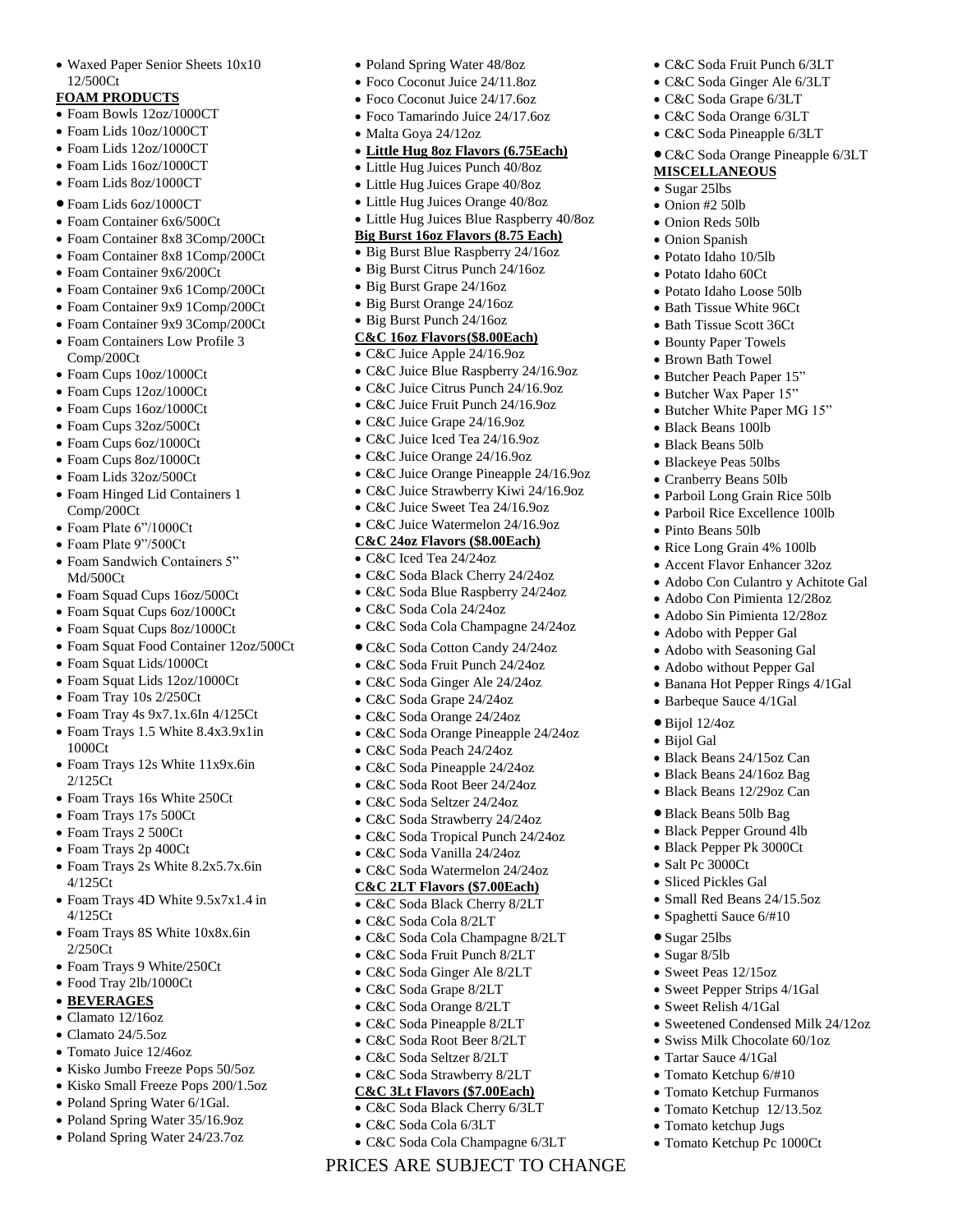- Waxed Paper Senior Sheets 10x10 12/500Ct

**FOAM PRODUCTS**

- Foam Bowls 12oz/1000CT
- Foam Lids 10oz/1000CT
- Foam Lids 12oz/1000CT
- Foam Lids 16oz/1000CT
- Foam Lids 8oz/1000CT
- Foam Lids 6oz/1000CT
- Foam Container 6x6/500Ct
- Foam Container 8x8 3Comp/200Ct
- Foam Container 8x8 1Comp/200Ct
- Foam Container 9x6/200Ct
- Foam Container 9x6 1Comp/200Ct
- Foam Container 9x9 1Comp/200Ct
- Foam Container 9x9 3Comp/200Ct
- Foam Containers Low Profile 3 Comp/200Ct
- Foam Cups 10oz/1000Ct
- Foam Cups 12oz/1000Ct
- Foam Cups 16oz/1000Ct
- Foam Cups 32oz/500Ct
- Foam Cups 6oz/1000Ct
- Foam Cups 8oz/1000Ct
- Foam Lids 32oz/500Ct
- Foam Hinged Lid Containers 1 Comp/200Ct
- Foam Plate 6"/1000Ct
- Foam Plate 9"/500Ct
- Foam Sandwich Containers 5" Md/500Ct
- Foam Squad Cups 16oz/500Ct
- Foam Squat Cups 6oz/1000Ct
- Foam Squat Cups 8oz/1000Ct
- Foam Squat Food Container 12oz/500Ct
- Foam Squat Lids/1000Ct
- Foam Squat Lids 12oz/1000Ct
- Foam Tray 10s 2/250Ct
- Foam Tray 4s 9x7.1x.6In 4/125Ct
- Foam Trays 1.5 White 8.4x3.9x1in 1000Ct
- Foam Trays 12s White 11x9x.6in 2/125Ct
- Foam Trays 16s White 250Ct
- Foam Trays 17s 500Ct
- Foam Trays 2 500Ct
- Foam Trays 2p 400Ct
- Foam Trays 2s White 8.2x5.7x.6in 4/125Ct
- Foam Trays 4D White 9.5x7x1.4 in 4/125Ct
- Foam Trays 8S White 10x8x.6in 2/250Ct
- Foam Trays 9 White/250Ct
- Food Tray 2lb/1000Ct

- **BEVERAGES**

- Clamato 12/16oz
- Clamato 24/5.5oz
- Tomato Juice 12/46oz
- Kisko Jumbo Freeze Pops 50/5oz
- Kisko Small Freeze Pops 200/1.5oz
- Poland Spring Water 6/1Gal.
- Poland Spring Water 35/16.9oz
- Poland Spring Water 24/23.7oz
- Poland Spring Water 48/8oz
- Foco Coconut Juice 24/11.8oz
- Foco Coconut Juice 24/17.6oz
- Foco Tamarindo Juice 24/17.6oz
- Malta Goya 24/12oz

- **Little Hug 8oz Flavors (6.75Each)**

- Little Hug Juices Punch 40/8oz
- Little Hug Juices Grape 40/8oz
- Little Hug Juices Orange 40/8oz
- Little Hug Juices Blue Raspberry 40/8oz

**Big Burst 16oz Flavors (8.75 Each)**

- Big Burst Blue Raspberry 24/16oz
- Big Burst Citrus Punch 24/16oz
- Big Burst Grape 24/16oz
- Big Burst Orange 24/16oz
- Big Burst Punch 24/16oz

**C&C 16oz Flavors($8.00Each)**

- C&C Juice Apple 24/16.9oz
- C&C Juice Blue Raspberry 24/16.9oz
- C&C Juice Citrus Punch 24/16.9oz
- C&C Juice Fruit Punch 24/16.9oz
- C&C Juice Grape 24/16.9oz
- C&C Juice Iced Tea 24/16.9oz
- C&C Juice Orange 24/16.9oz
- C&C Juice Orange Pineapple 24/16.9oz
- C&C Juice Strawberry Kiwi 24/16.9oz
- C&C Juice Sweet Tea 24/16.9oz
- C&C Juice Watermelon 24/16.9oz

**C&C 24oz Flavors ($8.00Each)**

- C&C Iced Tea 24/24oz
- C&C Soda Black Cherry 24/24oz
- C&C Soda Blue Raspberry 24/24oz
- C&C Soda Cola 24/24oz
- C&C Soda Cola Champagne 24/24oz
- C&C Soda Cotton Candy 24/24oz
- C&C Soda Fruit Punch 24/24oz
- C&C Soda Ginger Ale 24/24oz
- C&C Soda Grape 24/24oz
- C&C Soda Orange 24/24oz
- C&C Soda Orange Pineapple 24/24oz
- C&C Soda Peach 24/24oz
- C&C Soda Pineapple 24/24oz
- C&C Soda Root Beer 24/24oz
- C&C Soda Seltzer 24/24oz
- C&C Soda Strawberry 24/24oz
- C&C Soda Tropical Punch 24/24oz
- C&C Soda Vanilla 24/24oz
- C&C Soda Watermelon 24/24oz

**C&C 2LT Flavors ($7.00Each)**

- C&C Soda Black Cherry 8/2LT
- C&C Soda Cola 8/2LT
- C&C Soda Cola Champagne 8/2LT
- C&C Soda Fruit Punch 8/2LT
- C&C Soda Ginger Ale 8/2LT
- C&C Soda Grape 8/2LT
- C&C Soda Orange 8/2LT
- C&C Soda Pineapple 8/2LT
- C&C Soda Root Beer 8/2LT
- C&C Soda Seltzer 8/2LT
- C&C Soda Strawberry 8/2LT

**C&C 3Lt Flavors ($7.00Each)**

- C&C Soda Black Cherry 6/3LT
- C&C Soda Cola 6/3LT
- C&C Soda Cola Champagne 6/3LT
- C&C Soda Fruit Punch 6/3LT
- C&C Soda Ginger Ale 6/3LT
- C&C Soda Grape 6/3LT
- C&C Soda Orange 6/3LT
- C&C Soda Pineapple 6/3LT
- C&C Soda Orange Pineapple 6/3LT

**MISCELLANEOUS**

- Sugar 25lbs
- Onion #2 50lb
- Onion Reds 50lb
- Onion Spanish
- Potato Idaho 10/5lb
- Potato Idaho 60Ct
- Potato Idaho Loose 50lb
- Bath Tissue White 96Ct
- Bath Tissue Scott 36Ct
- Bounty Paper Towels
- Brown Bath Towel
- Butcher Peach Paper 15"
- Butcher Wax Paper 15"
- Butcher White Paper MG 15"
- Black Beans 100lb
- Black Beans 50lb
- Blackeye Peas 50lbs
- Cranberry Beans 50lb
- Parboil Long Grain Rice 50lb
- Parboil Rice Excellence 100lb
- Pinto Beans 50lb
- Rice Long Grain 4% 100lb
- Accent Flavor Enhancer 32oz
- Adobo Con Culantro y Achitote Gal
- Adobo Con Pimienta 12/28oz
- Adobo Sin Pimienta 12/28oz
- Adobo with Pepper Gal
- Adobo with Seasoning Gal
- Adobo without Pepper Gal
- Banana Hot Pepper Rings 4/1Gal
- Barbeque Sauce 4/1Gal
- Bijol 12/4oz
- Bijol Gal
- Black Beans 24/15oz Can
- Black Beans 24/16oz Bag
- Black Beans 12/29oz Can
- Black Beans 50lb Bag
- Black Pepper Ground 4lb
- Black Pepper Pk 3000Ct
- Salt Pc 3000Ct
- Sliced Pickles Gal
- Small Red Beans 24/15.5oz
- Spaghetti Sauce 6/#10
- Sugar 25lbs
- Sugar 8/5lb
- Sweet Peas 12/15oz
- Sweet Pepper Strips 4/1Gal
- Sweet Relish 4/1Gal
- Sweetened Condensed Milk 24/12oz
- Swiss Milk Chocolate 60/1oz
- Tartar Sauce 4/1Gal
- Tomato Ketchup 6/#10
- Tomato Ketchup Furmanos
- Tomato Ketchup 12/13.5oz
- Tomato ketchup Jugs
- Tomato Ketchup Pc 1000Ct

PRICES ARE SUBJECT TO CHANGE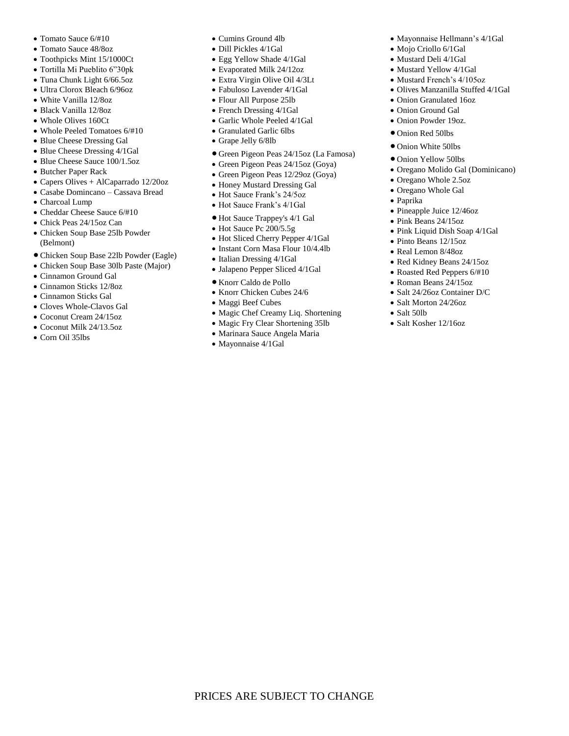- Tomato Sauce 6/#10
- Tomato Sauce 48/8oz
- Toothpicks Mint 15/1000Ct
- Tortilla Mi Pueblito 6"30pk
- Tuna Chunk Light 6/66.5oz
- Ultra Clorox Bleach 6/96oz
- White Vanilla 12/8oz
- Black Vanilla 12/8oz
- Whole Olives 160Ct
- Whole Peeled Tomatoes 6/#10
- Blue Cheese Dressing Gal
- Blue Cheese Dressing 4/1Gal
- Blue Cheese Sauce 100/1.5oz
- Butcher Paper Rack
- Capers Olives + AlCaparrado 12/20oz
- Casabe Domincano – Cassava Bread
- Charcoal Lump
- Cheddar Cheese Sauce 6/#10
- Chick Peas 24/15oz Can
- Chicken Soup Base 25lb Powder (Belmont)
- Chicken Soup Base 22lb Powder (Eagle)
- Chicken Soup Base 30lb Paste (Major)
- Cinnamon Ground Gal
- Cinnamon Sticks 12/8oz
- Cinnamon Sticks Gal
- Cloves Whole-Clavos Gal
- Coconut Cream 24/15oz
- Coconut Milk 24/13.5oz
- Corn Oil 35lbs
- Cumins Ground 4lb
- Dill Pickles 4/1Gal
- Egg Yellow Shade 4/1Gal
- Evaporated Milk 24/12oz
- Extra Virgin Olive Oil 4/3Lt
- Fabuloso Lavender 4/1Gal
- Flour All Purpose 25lb
- French Dressing 4/1Gal
- Garlic Whole Peeled 4/1Gal
- Granulated Garlic 6lbs
- Grape Jelly 6/8lb
- Green Pigeon Peas 24/15oz (La Famosa)
- Green Pigeon Peas 24/15oz (Goya)
- Green Pigeon Peas 12/29oz (Goya)
- Honey Mustard Dressing Gal
- Hot Sauce Frank's 24/5oz
- Hot Sauce Frank's 4/1Gal
- Hot Sauce Trappey's 4/1 Gal
- Hot Sauce Pc 200/5.5g
- Hot Sliced Cherry Pepper 4/1Gal
- Instant Corn Masa Flour 10/4.4lb
- Italian Dressing 4/1Gal
- Jalapeno Pepper Sliced 4/1Gal
- Knorr Caldo de Pollo
- Knorr Chicken Cubes 24/6
- Maggi Beef Cubes
- Magic Chef Creamy Liq. Shortening
- Magic Fry Clear Shortening 35lb
- Marinara Sauce Angela Maria
- Mayonnaise 4/1Gal
- Mayonnaise Hellmann's 4/1Gal
- Mojo Criollo 6/1Gal
- Mustard Deli 4/1Gal
- Mustard Yellow 4/1Gal
- Mustard French's 4/105oz
- Olives Manzanilla Stuffed 4/1Gal
- Onion Granulated 16oz
- Onion Ground Gal
- Onion Powder 19oz.
- Onion Red 50lbs
- Onion White 50lbs
- Onion Yellow 50lbs
- Oregano Molido Gal (Dominicano)
- Oregano Whole 2.5oz
- Oregano Whole Gal
- Paprika
- Pineapple Juice 12/46oz
- Pink Beans 24/15oz
- Pink Liquid Dish Soap 4/1Gal
- Pinto Beans 12/15oz
- Real Lemon 8/48oz
- Red Kidney Beans 24/15oz
- Roasted Red Peppers 6/#10
- Roman Beans 24/15oz
- Salt 24/26oz Container D/C
- Salt Morton 24/26oz
- Salt 50lb
- Salt Kosher 12/16oz

PRICES ARE SUBJECT TO CHANGE